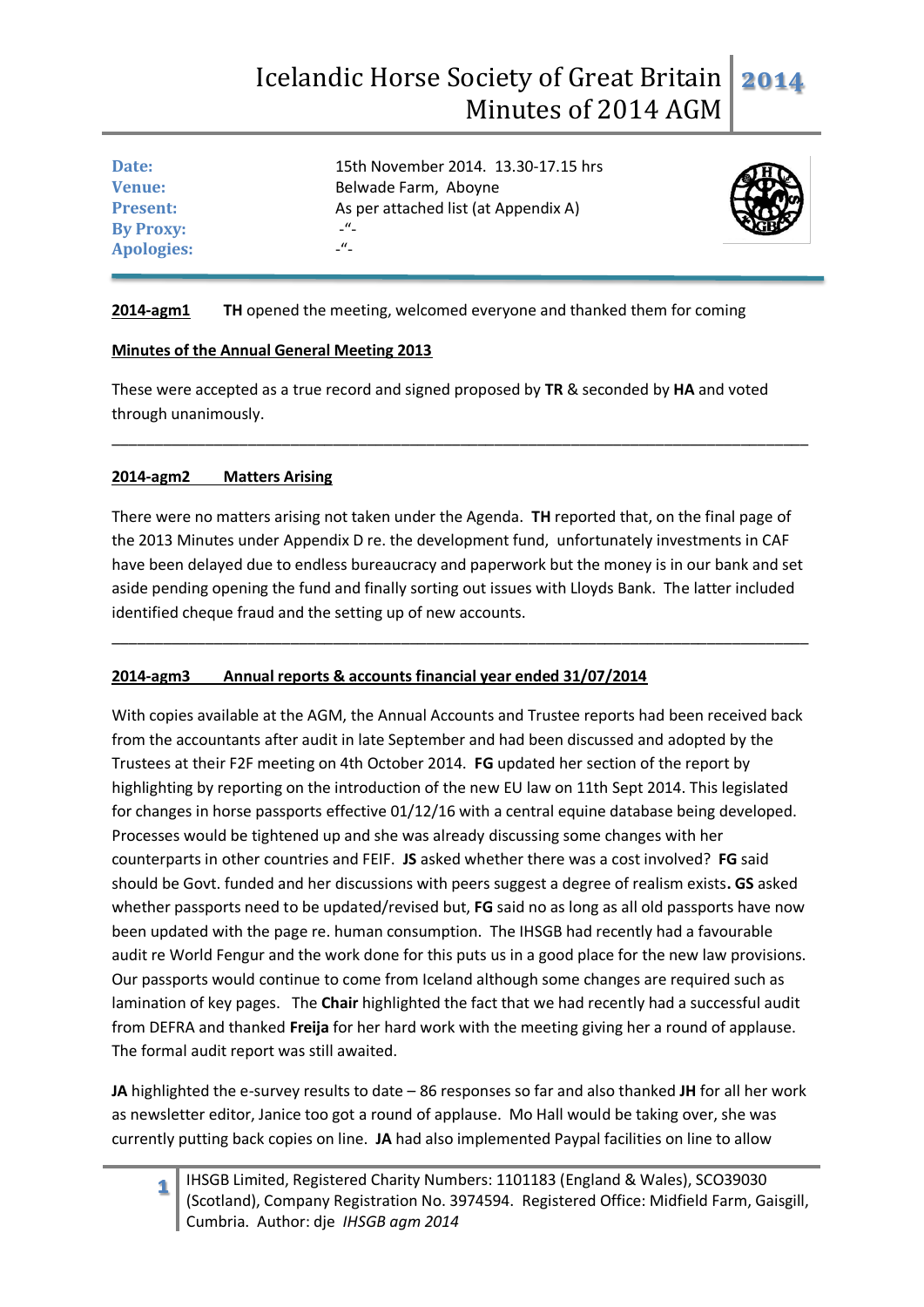# Icelandic Horse Society of Great Britain
# Minutes of 2014 AGM

**2014**

| | |
|---|---|
| **Date:** | 15th November 2014. 13.30-17.15 hrs |
| **Venue:** | Belwade Farm, Aboyne |
| **Present:** | As per attached list (at Appendix A) |
| **By Proxy:** | -"- |
| **Apologies:** | -"- |

**2014-agm1** **TH** opened the meeting, welcomed everyone and thanked them for coming

**Minutes of the Annual General Meeting 2013**

These were accepted as a true record and signed proposed by **TR** & seconded by **HA** and voted through unanimously.

---

**2014-agm2 Matters Arising**

There were no matters arising not taken under the Agenda. **TH** reported that, on the final page of the 2013 Minutes under Appendix D re. the development fund, unfortunately investments in CAF have been delayed due to endless bureaucracy and paperwork but the money is in our bank and set aside pending opening the fund and finally sorting out issues with Lloyds Bank. The latter included identified cheque fraud and the setting up of new accounts.

---

**2014-agm3 Annual reports & accounts financial year ended 31/07/2014**

With copies available at the AGM, the Annual Accounts and Trustee reports had been received back from the accountants after audit in late September and had been discussed and adopted by the Trustees at their F2F meeting on 4th October 2014. **FG** updated her section of the report by highlighting by reporting on the introduction of the new EU law on 11th Sept 2014. This legislated for changes in horse passports effective 01/12/16 with a central equine database being developed. Processes would be tightened up and she was already discussing some changes with her counterparts in other countries and FEIF. **JS** asked whether there was a cost involved? **FG** said should be Govt. funded and her discussions with peers suggest a degree of realism exists**. GS** asked whether passports need to be updated/revised but, **FG** said no as long as all old passports have now been updated with the page re. human consumption. The IHSGB had recently had a favourable audit re World Fengur and the work done for this puts us in a good place for the new law provisions. Our passports would continue to come from Iceland although some changes are required such as lamination of key pages. The **Chair** highlighted the fact that we had recently had a successful audit from DEFRA and thanked **Freija** for her hard work with the meeting giving her a round of applause. The formal audit report was still awaited.

**JA** highlighted the e-survey results to date – 86 responses so far and also thanked **JH** for all her work as newsletter editor, Janice too got a round of applause. Mo Hall would be taking over, she was currently putting back copies on line. **JA** had also implemented Paypal facilities on line to allow

IHSGB Limited, Registered Charity Numbers: 1101183 (England & Wales), SCO39030 (Scotland), Company Registration No. 3974594. Registered Office: Midfield Farm, Gaisgill, Cumbria. Author: dje *IHSGB agm 2014*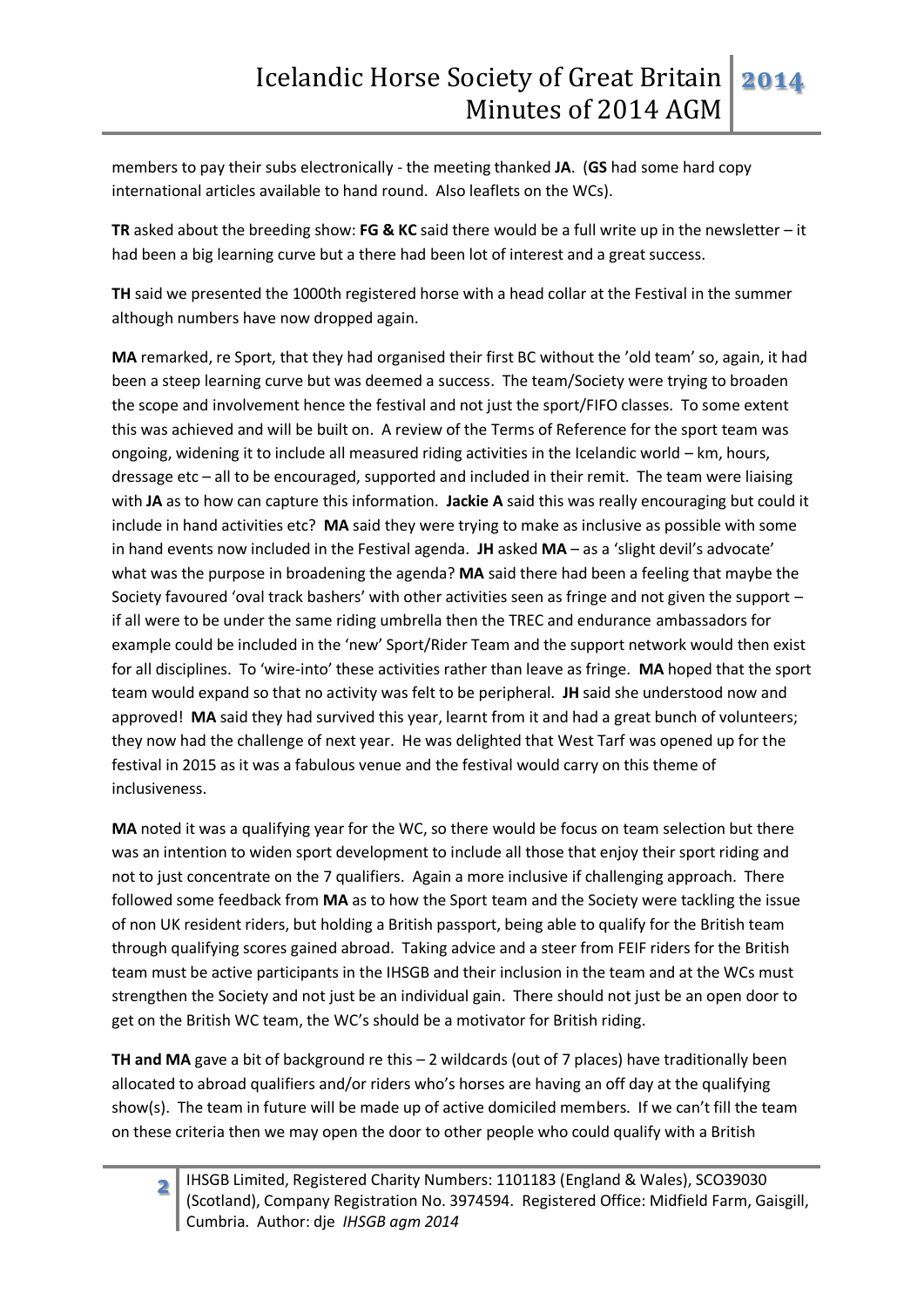members to pay their subs electronically - the meeting thanked **JA**. (**GS** had some hard copy international articles available to hand round. Also leaflets on the WCs).

**TR** asked about the breeding show: **FG & KC** said there would be a full write up in the newsletter – it had been a big learning curve but a there had been lot of interest and a great success.

**TH** said we presented the 1000th registered horse with a head collar at the Festival in the summer although numbers have now dropped again.

**MA** remarked, re Sport, that they had organised their first BC without the 'old team' so, again, it had been a steep learning curve but was deemed a success. The team/Society were trying to broaden the scope and involvement hence the festival and not just the sport/FIFO classes. To some extent this was achieved and will be built on. A review of the Terms of Reference for the sport team was ongoing, widening it to include all measured riding activities in the Icelandic world – km, hours, dressage etc – all to be encouraged, supported and included in their remit. The team were liaising with **JA** as to how can capture this information. **Jackie A** said this was really encouraging but could it include in hand activities etc? **MA** said they were trying to make as inclusive as possible with some in hand events now included in the Festival agenda. **JH** asked **MA** – as a 'slight devil's advocate' what was the purpose in broadening the agenda? **MA** said there had been a feeling that maybe the Society favoured 'oval track bashers' with other activities seen as fringe and not given the support – if all were to be under the same riding umbrella then the TREC and endurance ambassadors for example could be included in the 'new' Sport/Rider Team and the support network would then exist for all disciplines. To 'wire-into' these activities rather than leave as fringe. **MA** hoped that the sport team would expand so that no activity was felt to be peripheral. **JH** said she understood now and approved! **MA** said they had survived this year, learnt from it and had a great bunch of volunteers; they now had the challenge of next year. He was delighted that West Tarf was opened up for the festival in 2015 as it was a fabulous venue and the festival would carry on this theme of inclusiveness.

**MA** noted it was a qualifying year for the WC, so there would be focus on team selection but there was an intention to widen sport development to include all those that enjoy their sport riding and not to just concentrate on the 7 qualifiers. Again a more inclusive if challenging approach. There followed some feedback from **MA** as to how the Sport team and the Society were tackling the issue of non UK resident riders, but holding a British passport, being able to qualify for the British team through qualifying scores gained abroad. Taking advice and a steer from FEIF riders for the British team must be active participants in the IHSGB and their inclusion in the team and at the WCs must strengthen the Society and not just be an individual gain. There should not just be an open door to get on the British WC team, the WC's should be a motivator for British riding.

**TH and MA** gave a bit of background re this – 2 wildcards (out of 7 places) have traditionally been allocated to abroad qualifiers and/or riders who's horses are having an off day at the qualifying show(s). The team in future will be made up of active domiciled members. If we can't fill the team on these criteria then we may open the door to other people who could qualify with a British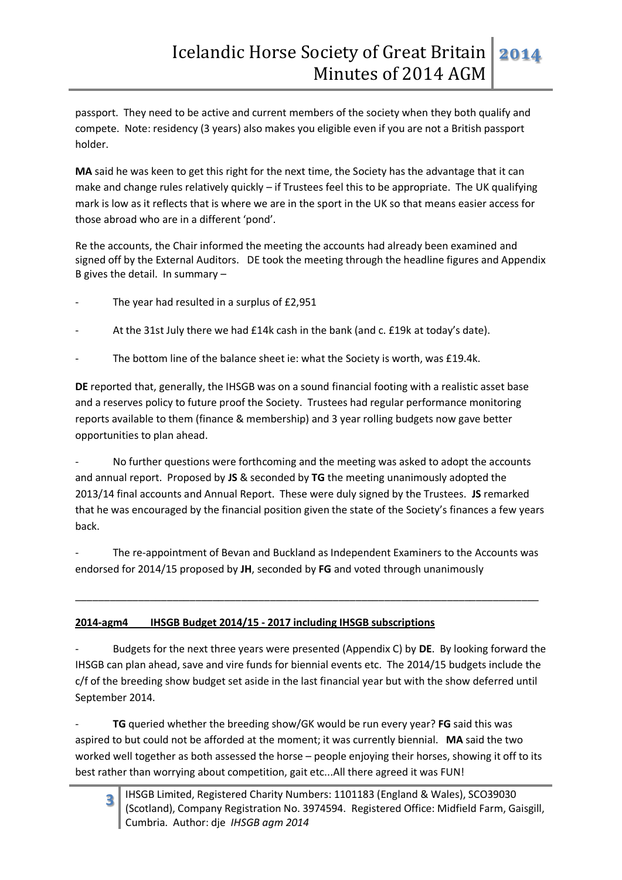passport. They need to be active and current members of the society when they both qualify and compete. Note: residency (3 years) also makes you eligible even if you are not a British passport holder.

**MA** said he was keen to get this right for the next time, the Society has the advantage that it can make and change rules relatively quickly – if Trustees feel this to be appropriate. The UK qualifying mark is low as it reflects that is where we are in the sport in the UK so that means easier access for those abroad who are in a different 'pond'.

Re the accounts, the Chair informed the meeting the accounts had already been examined and signed off by the External Auditors. DE took the meeting through the headline figures and Appendix B gives the detail. In summary –

- The year had resulted in a surplus of £2,951
- At the 31st July there we had £14k cash in the bank (and c. £19k at today's date).
- The bottom line of the balance sheet ie: what the Society is worth, was £19.4k.

**DE** reported that, generally, the IHSGB was on a sound financial footing with a realistic asset base and a reserves policy to future proof the Society. Trustees had regular performance monitoring reports available to them (finance & membership) and 3 year rolling budgets now gave better opportunities to plan ahead.

- No further questions were forthcoming and the meeting was asked to adopt the accounts and annual report. Proposed by **JS** & seconded by **TG** the meeting unanimously adopted the 2013/14 final accounts and Annual Report. These were duly signed by the Trustees. **JS** remarked that he was encouraged by the financial position given the state of the Society's finances a few years back.
- The re-appointment of Bevan and Buckland as Independent Examiners to the Accounts was endorsed for 2014/15 proposed by **JH**, seconded by **FG** and voted through unanimously

---

**2014-agm4 IHSGB Budget 2014/15 - 2017 including IHSGB subscriptions**

- Budgets for the next three years were presented (Appendix C) by **DE**. By looking forward the IHSGB can plan ahead, save and vire funds for biennial events etc. The 2014/15 budgets include the c/f of the breeding show budget set aside in the last financial year but with the show deferred until September 2014.
- **TG** queried whether the breeding show/GK would be run every year? **FG** said this was aspired to but could not be afforded at the moment; it was currently biennial. **MA** said the two worked well together as both assessed the horse – people enjoying their horses, showing it off to its best rather than worrying about competition, gait etc...All there agreed it was FUN!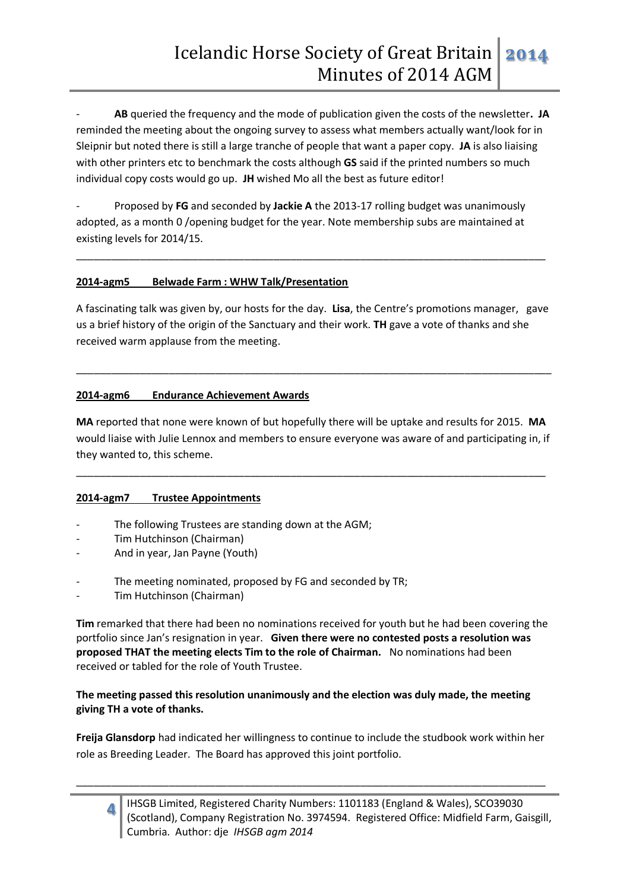- **AB** queried the frequency and the mode of publication given the costs of the newsletter**. JA** reminded the meeting about the ongoing survey to assess what members actually want/look for in Sleipnir but noted there is still a large tranche of people that want a paper copy. **JA** is also liaising with other printers etc to benchmark the costs although **GS** said if the printed numbers so much individual copy costs would go up. **JH** wished Mo all the best as future editor!

- Proposed by **FG** and seconded by **Jackie A** the 2013-17 rolling budget was unanimously adopted, as a month 0 /opening budget for the year. Note membership subs are maintained at existing levels for 2014/15.

---

**2014-agm5 Belwade Farm : WHW Talk/Presentation**

A fascinating talk was given by, our hosts for the day. **Lisa**, the Centre's promotions manager, gave us a brief history of the origin of the Sanctuary and their work. **TH** gave a vote of thanks and she received warm applause from the meeting.

---

**2014-agm6 Endurance Achievement Awards**

**MA** reported that none were known of but hopefully there will be uptake and results for 2015. **MA** would liaise with Julie Lennox and members to ensure everyone was aware of and participating in, if they wanted to, this scheme.

---

**2014-agm7 Trustee Appointments**

- The following Trustees are standing down at the AGM;
- Tim Hutchinson (Chairman)
- And in year, Jan Payne (Youth)

- The meeting nominated, proposed by FG and seconded by TR;
- Tim Hutchinson (Chairman)

**Tim** remarked that there had been no nominations received for youth but he had been covering the portfolio since Jan's resignation in year. **Given there were no contested posts a resolution was proposed THAT the meeting elects Tim to the role of Chairman.** No nominations had been received or tabled for the role of Youth Trustee.

**The meeting passed this resolution unanimously and the election was duly made, the meeting giving TH a vote of thanks.**

**Freija Glansdorp** had indicated her willingness to continue to include the studbook work within her role as Breeding Leader. The Board has approved this joint portfolio.

---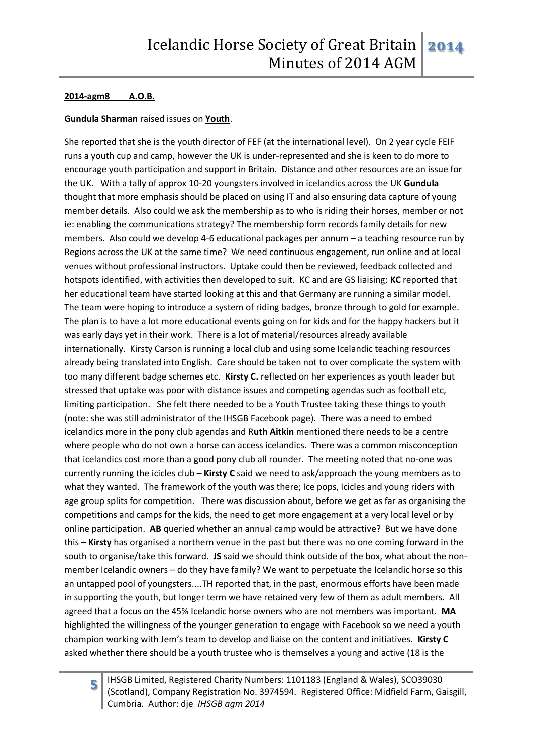**2014-agm8 A.O.B.**

**Gundula Sharman** raised issues on **Youth**.

She reported that she is the youth director of FEF (at the international level). On 2 year cycle FEIF runs a youth cup and camp, however the UK is under-represented and she is keen to do more to encourage youth participation and support in Britain. Distance and other resources are an issue for the UK. With a tally of approx 10-20 youngsters involved in icelandics across the UK **Gundula** thought that more emphasis should be placed on using IT and also ensuring data capture of young member details. Also could we ask the membership as to who is riding their horses, member or not ie: enabling the communications strategy? The membership form records family details for new members. Also could we develop 4-6 educational packages per annum – a teaching resource run by Regions across the UK at the same time? We need continuous engagement, run online and at local venues without professional instructors. Uptake could then be reviewed, feedback collected and hotspots identified, with activities then developed to suit. KC and are GS liaising; **KC** reported that her educational team have started looking at this and that Germany are running a similar model. The team were hoping to introduce a system of riding badges, bronze through to gold for example. The plan is to have a lot more educational events going on for kids and for the happy hackers but it was early days yet in their work. There is a lot of material/resources already available internationally. Kirsty Carson is running a local club and using some Icelandic teaching resources already being translated into English. Care should be taken not to over complicate the system with too many different badge schemes etc. **Kirsty C.** reflected on her experiences as youth leader but stressed that uptake was poor with distance issues and competing agendas such as football etc, limiting participation. She felt there needed to be a Youth Trustee taking these things to youth (note: she was still administrator of the IHSGB Facebook page). There was a need to embed icelandics more in the pony club agendas and R**uth Aitkin** mentioned there needs to be a centre where people who do not own a horse can access icelandics. There was a common misconception that icelandics cost more than a good pony club all rounder. The meeting noted that no-one was currently running the icicles club – **Kirsty C** said we need to ask/approach the young members as to what they wanted. The framework of the youth was there; Ice pops, Icicles and young riders with age group splits for competition. There was discussion about, before we get as far as organising the competitions and camps for the kids, the need to get more engagement at a very local level or by online participation. **AB** queried whether an annual camp would be attractive? But we have done this – **Kirsty** has organised a northern venue in the past but there was no one coming forward in the south to organise/take this forward. **JS** said we should think outside of the box, what about the non-member Icelandic owners – do they have family? We want to perpetuate the Icelandic horse so this an untapped pool of youngsters....TH reported that, in the past, enormous efforts have been made in supporting the youth, but longer term we have retained very few of them as adult members. All agreed that a focus on the 45% Icelandic horse owners who are not members was important. **MA** highlighted the willingness of the younger generation to engage with Facebook so we need a youth champion working with Jem's team to develop and liaise on the content and initiatives. **Kirsty C** asked whether there should be a youth trustee who is themselves a young and active (18 is the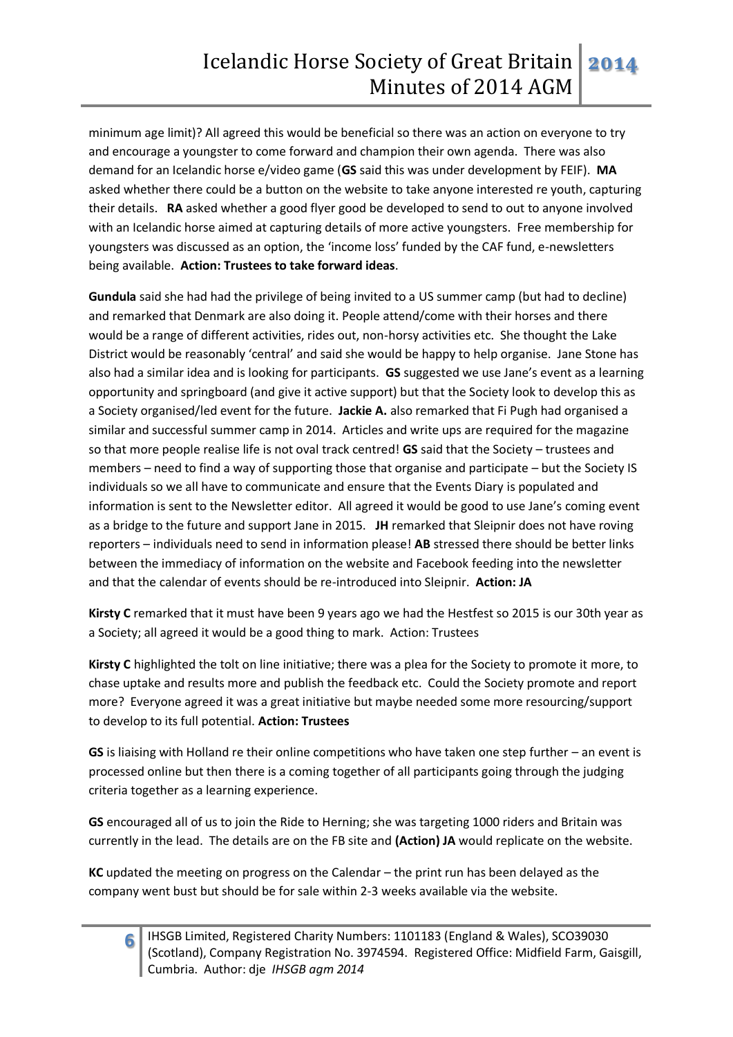minimum age limit)? All agreed this would be beneficial so there was an action on everyone to try and encourage a youngster to come forward and champion their own agenda. There was also demand for an Icelandic horse e/video game (**GS** said this was under development by FEIF). **MA** asked whether there could be a button on the website to take anyone interested re youth, capturing their details. **RA** asked whether a good flyer good be developed to send to out to anyone involved with an Icelandic horse aimed at capturing details of more active youngsters. Free membership for youngsters was discussed as an option, the 'income loss' funded by the CAF fund, e-newsletters being available. **Action: Trustees to take forward ideas**.

**Gundula** said she had had the privilege of being invited to a US summer camp (but had to decline) and remarked that Denmark are also doing it. People attend/come with their horses and there would be a range of different activities, rides out, non-horsy activities etc. She thought the Lake District would be reasonably 'central' and said she would be happy to help organise. Jane Stone has also had a similar idea and is looking for participants. **GS** suggested we use Jane's event as a learning opportunity and springboard (and give it active support) but that the Society look to develop this as a Society organised/led event for the future. **Jackie A.** also remarked that Fi Pugh had organised a similar and successful summer camp in 2014. Articles and write ups are required for the magazine so that more people realise life is not oval track centred! **GS** said that the Society – trustees and members – need to find a way of supporting those that organise and participate – but the Society IS individuals so we all have to communicate and ensure that the Events Diary is populated and information is sent to the Newsletter editor. All agreed it would be good to use Jane's coming event as a bridge to the future and support Jane in 2015. **JH** remarked that Sleipnir does not have roving reporters – individuals need to send in information please! **AB** stressed there should be better links between the immediacy of information on the website and Facebook feeding into the newsletter and that the calendar of events should be re-introduced into Sleipnir. **Action: JA**

**Kirsty C** remarked that it must have been 9 years ago we had the Hestfest so 2015 is our 30th year as a Society; all agreed it would be a good thing to mark. Action: Trustees

**Kirsty C** highlighted the tolt on line initiative; there was a plea for the Society to promote it more, to chase uptake and results more and publish the feedback etc. Could the Society promote and report more? Everyone agreed it was a great initiative but maybe needed some more resourcing/support to develop to its full potential. **Action: Trustees**

**GS** is liaising with Holland re their online competitions who have taken one step further – an event is processed online but then there is a coming together of all participants going through the judging criteria together as a learning experience.

**GS** encouraged all of us to join the Ride to Herning; she was targeting 1000 riders and Britain was currently in the lead. The details are on the FB site and **(Action) JA** would replicate on the website.

**KC** updated the meeting on progress on the Calendar – the print run has been delayed as the company went bust but should be for sale within 2-3 weeks available via the website.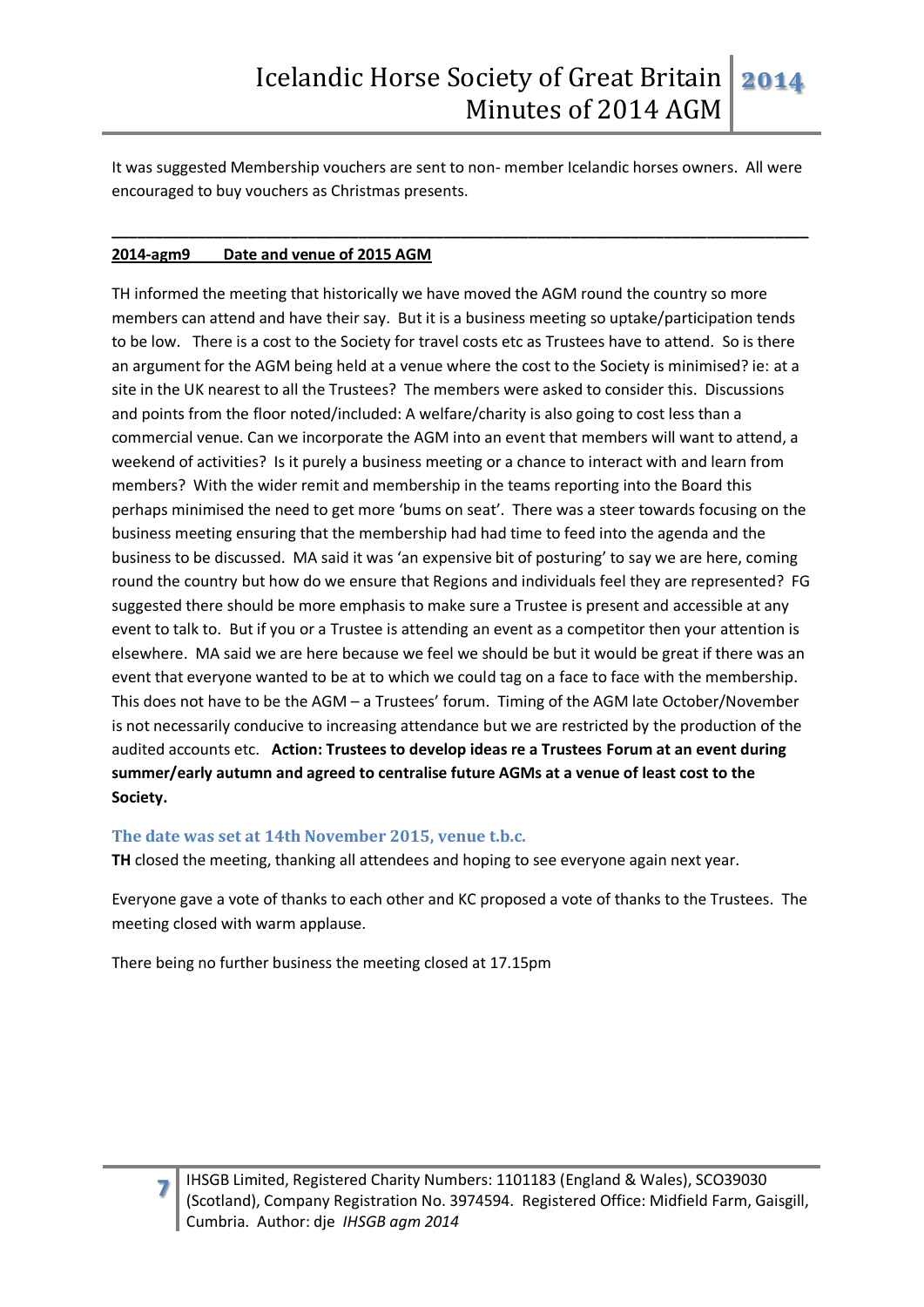It was suggested Membership vouchers are sent to non- member Icelandic horses owners. All were encouraged to buy vouchers as Christmas presents.

---

**2014-agm9 Date and venue of 2015 AGM**

TH informed the meeting that historically we have moved the AGM round the country so more members can attend and have their say. But it is a business meeting so uptake/participation tends to be low. There is a cost to the Society for travel costs etc as Trustees have to attend. So is there an argument for the AGM being held at a venue where the cost to the Society is minimised? ie: at a site in the UK nearest to all the Trustees? The members were asked to consider this. Discussions and points from the floor noted/included: A welfare/charity is also going to cost less than a commercial venue. Can we incorporate the AGM into an event that members will want to attend, a weekend of activities? Is it purely a business meeting or a chance to interact with and learn from members? With the wider remit and membership in the teams reporting into the Board this perhaps minimised the need to get more 'bums on seat'. There was a steer towards focusing on the business meeting ensuring that the membership had had time to feed into the agenda and the business to be discussed. MA said it was 'an expensive bit of posturing' to say we are here, coming round the country but how do we ensure that Regions and individuals feel they are represented? FG suggested there should be more emphasis to make sure a Trustee is present and accessible at any event to talk to. But if you or a Trustee is attending an event as a competitor then your attention is elsewhere. MA said we are here because we feel we should be but it would be great if there was an event that everyone wanted to be at to which we could tag on a face to face with the membership. This does not have to be the AGM – a Trustees' forum. Timing of the AGM late October/November is not necessarily conducive to increasing attendance but we are restricted by the production of the audited accounts etc. **Action: Trustees to develop ideas re a Trustees Forum at an event during summer/early autumn and agreed to centralise future AGMs at a venue of least cost to the Society.**

### The date was set at 14th November 2015, venue t.b.c.

**TH** closed the meeting, thanking all attendees and hoping to see everyone again next year.

Everyone gave a vote of thanks to each other and KC proposed a vote of thanks to the Trustees. The meeting closed with warm applause.

There being no further business the meeting closed at 17.15pm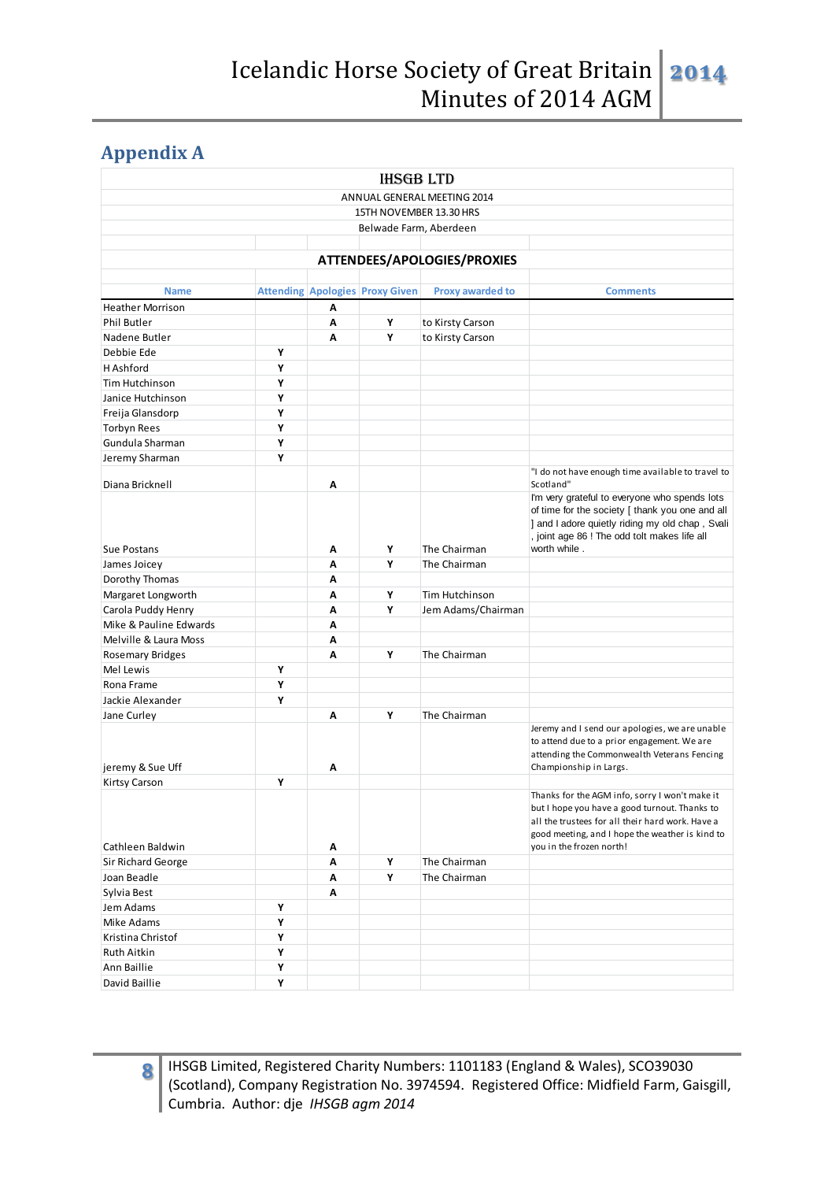## Appendix A

**IHSGB LTD**

ANNUAL GENERAL MEETING 2014

15TH NOVEMBER 13.30 HRS

Belwade Farm, Aberdeen

**ATTENDEES/APOLOGIES/PROXIES**

| Name | Attending | Apologies | Proxy Given | Proxy awarded to | Comments |
|---|---|---|---|---|---|
| Heather Morrison | | A | | | |
| Phil Butler | | A | Y | to Kirsty Carson | |
| Nadene Butler | | A | Y | to Kirsty Carson | |
| Debbie Ede | Y | | | | |
| H Ashford | Y | | | | |
| Tim Hutchinson | Y | | | | |
| Janice Hutchinson | Y | | | | |
| Freija Glansdorp | Y | | | | |
| Torbyn Rees | Y | | | | |
| Gundula Sharman | Y | | | | |
| Jeremy Sharman | Y | | | | |
| Diana Bricknell | | A | | | "I do not have enough time available to travel to Scotland" |
| Sue Postans | | A | Y | The Chairman | I'm very grateful to everyone who spends lots of time for the society [ thank you one and all ] and I adore quietly riding my old chap , Svali , joint age 86 ! The odd tolt makes life all worth while . |
| James Joicey | | A | Y | The Chairman | |
| Dorothy Thomas | | A | | | |
| Margaret Longworth | | A | Y | Tim Hutchinson | |
| Carola Puddy Henry | | A | Y | Jem Adams/Chairman | |
| Mike & Pauline Edwards | | A | | | |
| Melville & Laura Moss | | A | | | |
| Rosemary Bridges | | A | Y | The Chairman | |
| Mel Lewis | Y | | | | |
| Rona Frame | Y | | | | |
| Jackie Alexander | Y | | | | |
| Jane Curley | | A | Y | The Chairman | |
| jeremy & Sue Uff | | A | | | Jeremy and I send our apologies, we are unable to attend due to a prior engagement. We are attending the Commonwealth Veterans Fencing Championship in Largs. |
| Kirtsy Carson | Y | | | | |
| Cathleen Baldwin | | A | | | Thanks for the AGM info, sorry I won't make it but I hope you have a good turnout. Thanks to all the trustees for all their hard work. Have a good meeting, and I hope the weather is kind to you in the frozen north! |
| Sir Richard George | | A | Y | The Chairman | |
| Joan Beadle | | A | Y | The Chairman | |
| Sylvia Best | | A | | | |
| Jem Adams | Y | | | | |
| Mike Adams | Y | | | | |
| Kristina Christof | Y | | | | |
| Ruth Aitkin | Y | | | | |
| Ann Baillie | Y | | | | |
| David Baillie | Y | | | | |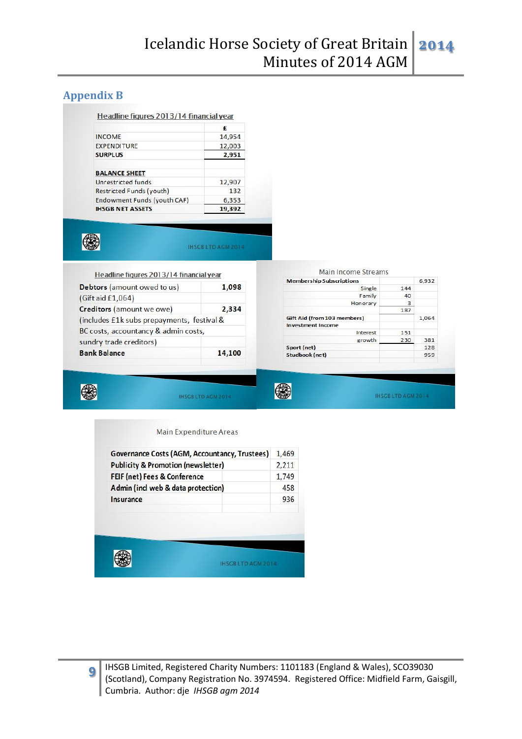## Appendix B

Headline figures 2013/14 financial year

| | £ |
|---|---|
| INCOME | 14,954 |
| EXPENDITURE | 12,003 |
| **SURPLUS** | **2,951** |
| | |
| **BALANCE SHEET** | |
| Unrestricted funds | 12,907 |
| Restricted Funds (youth) | 132 |
| Endowment Funds (youth CAF) | 6,353 |
| **IHSGB NET ASSETS** | **19,392** |

IHSGB LTD AGM 2014

Headline figures 2013/14 financial year

| | |
|---|---|
| **Debtors** (amount owed to us) | **1,098** |
| (Gift aid £1,064) | |
| **Creditors** (amount we owe) | **2,334** |
| (includes £1k subs prepayments, festival & | |
| BC costs, accountancy & admin costs, | |
| sundry trade creditors) | |
| **Bank Balance** | **14,100** |

IHSGB LTD AGM 2014

Main Income Streams

| | | |
|---|---|---|
| **Membership Subscriptions** | | 6,932 |
| Single | 144 | |
| Family | 40 | |
| Honorary | 3 | |
| | 187 | |
| **Gift Aid (from 103 members)** | | 1,064 |
| **Investment Income** | | |
| interest | 151 | |
| growth | 230 | 381 |
| **Sport (net)** | | 128 |
| **Studbook (net)** | | 959 |

IHSGB LTD AGM 2014

Main Expenditure Areas

| | |
|---|---|
| **Governance Costs (AGM, Accountancy, Trustees)** | 1,469 |
| **Publicity & Promotion (newsletter)** | 2,211 |
| **FEIF (net) Fees & Conference** | 1,749 |
| **Admin (incl web & data protection)** | 458 |
| **Insurance** | 936 |

IHSGB LTD AGM 2014

IHSGB Limited, Registered Charity Numbers: 1101183 (England & Wales), SCO39030 (Scotland), Company Registration No. 3974594. Registered Office: Midfield Farm, Gaisgill, Cumbria. Author: dje *IHSGB agm 2014*